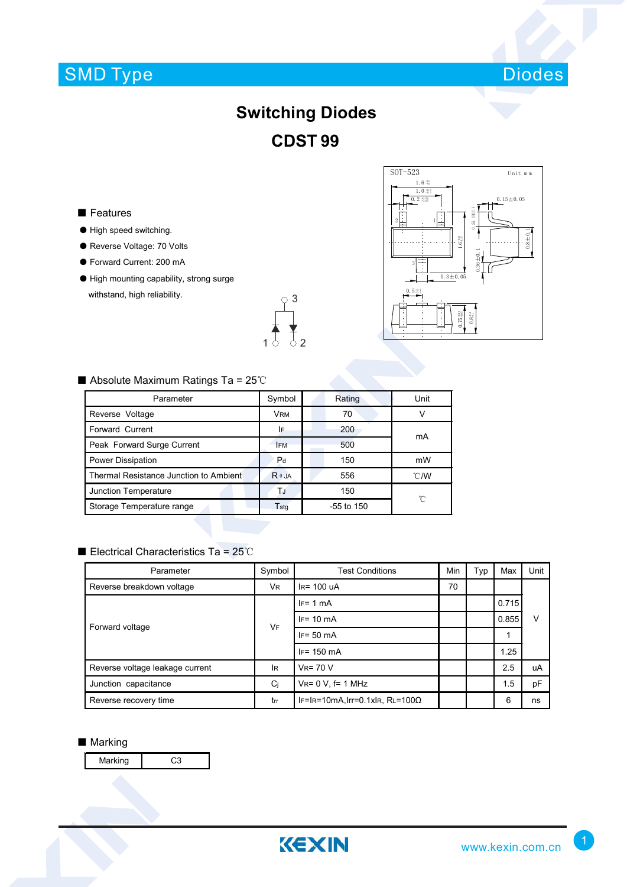# Switching Diodes

# CDST 99

## Features

- High speed switching.
- Reverse Voltage: 70 Volts
- Forward Current: 200 mA
- High mounting capability, strong surge withstand, high reliability.

## Absolute Maximum Ratings Ta = 25℃

| Parameter | Symbol | Rating | Unit |
|---|---|---|---|
| Reverse Voltage | $V_{RM}$ | 70 | V |
| Forward Current | $I_F$ | 200 | mA |
| Peak Forward Surge Current | $I_{FM}$ | 500 | mA |
| Power Dissipation | $P_d$ | 150 | mW |
| Thermal Resistance Junction to Ambient | $R_{\theta JA}$ | 556 | ℃/W |
| Junction Temperature | $T_J$ | 150 | ℃ |
| Storage Temperature range | $T_{stg}$ | -55 to 150 | ℃ |

## Electrical Characteristics Ta = 25℃

| Parameter | Symbol | Test Conditions | Min | Typ | Max | Unit |
|---|---|---|---|---|---|---|
| Reverse breakdown voltage | $V_R$ | $I_R$= 100 uA | 70 | | | V |
| Forward voltage | $V_F$ | $I_F$= 1 mA | | | 0.715 | V |
| | | $I_F$= 10 mA | | | 0.855 | V |
| | | $I_F$= 50 mA | | | 1 | V |
| | | $I_F$= 150 mA | | | 1.25 | V |
| Reverse voltage leakage current | $I_R$ | $V_R$= 70 V | | | 2.5 | uA |
| Junction capacitance | $C_j$ | $V_R$= 0 V, f= 1 MHz | | | 1.5 | pF |
| Reverse recovery time | $t_{rr}$ | $I_F$=$I_R$=10mA,Irr=0.1x$I_R$, $R_L$=100Ω | | | 6 | ns |

## Marking

| Marking | C3 |
|---|---|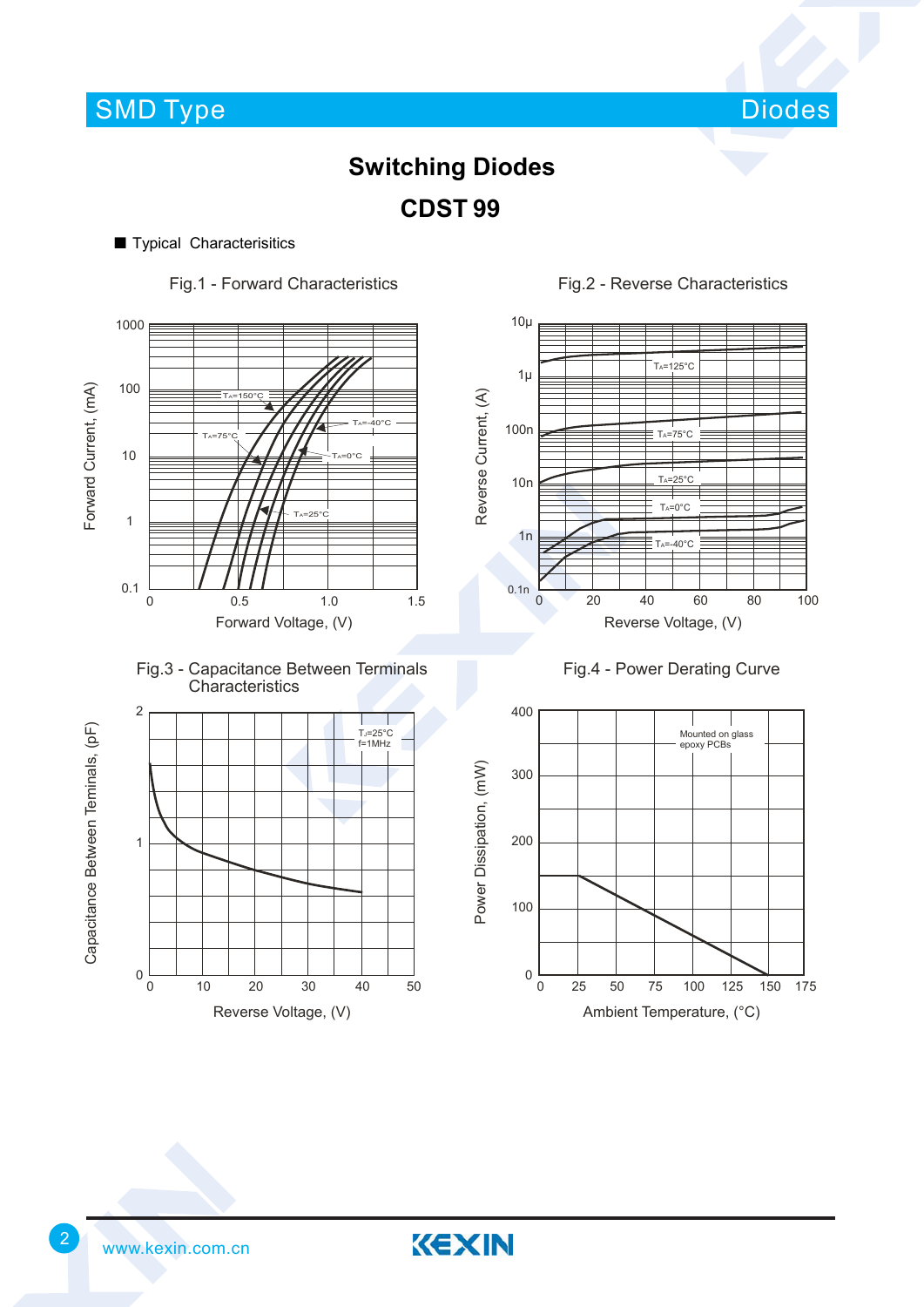SMD Type Diodes

# Switching Diodes

## CDST 99

■ Typical Characterisitics

Fig.1 - Forward Characteristics

Forward Current, (mA)

1000
100
10
1
0.1

0
0.5
1.0
1.5

Forward Voltage, (V)

$T_A$=150°C
$T_A$=75°C
$T_A$=-40°C
$T_A$=0°C
$T_A$=25°C

Fig.2 - Reverse Characteristics

Reverse Current, (A)

10μ
1μ
100n
10n
1n
0.1n

0
20
40
60
80
100

Reverse Voltage, (V)

$T_A$=125°C
$T_A$=75°C
$T_A$=25°C
$T_A$=0°C
$T_A$=-40°C

Fig.3 - Capacitance Between Terminals Characteristics

Capacitance Between Teminals, (pF)

2
1
0

0
10
20
30
40
50

Reverse Voltage, (V)

$T_J$=25°C
f=1MHz

Fig.4 - Power Derating Curve

Power Dissipation, (mW)

400
300
200
100
0

0
25
50
75
100
125
150
175

Ambient Temperature, (°C)

Mounted on glass epoxy PCBs

www.kexin.com.cn

KEXIN